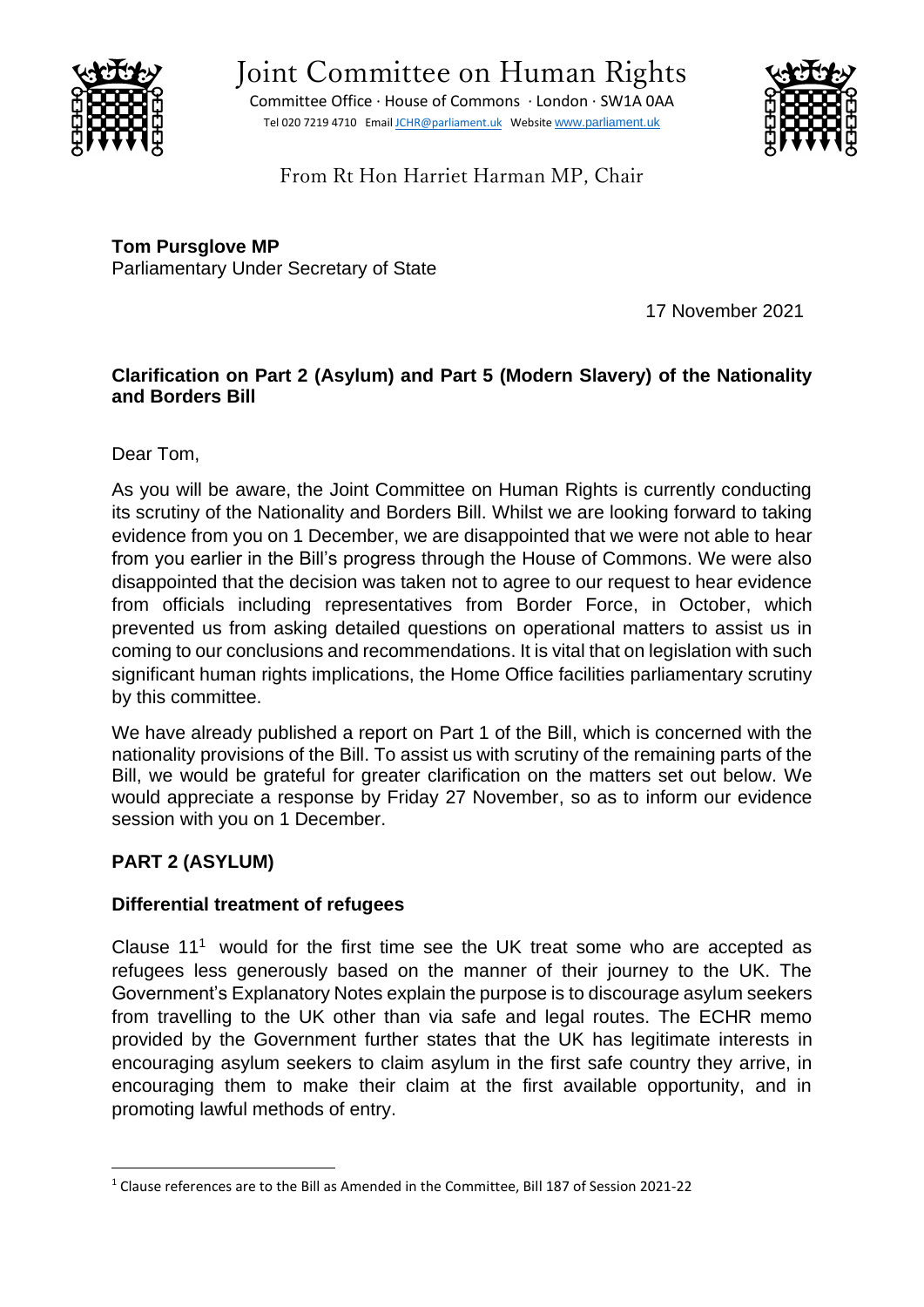# Joint Committee on Human Rights

Committee Office · House of Commons · London · SW1A 0AA
Tel 020 7219 4710 Email JCHR@parliament.uk Website www.parliament.uk

From Rt Hon Harriet Harman MP, Chair

**Tom Pursglove MP**
Parliamentary Under Secretary of State

17 November 2021

**Clarification on Part 2 (Asylum) and Part 5 (Modern Slavery) of the Nationality and Borders Bill**

Dear Tom,

As you will be aware, the Joint Committee on Human Rights is currently conducting its scrutiny of the Nationality and Borders Bill. Whilst we are looking forward to taking evidence from you on 1 December, we are disappointed that we were not able to hear from you earlier in the Bill's progress through the House of Commons. We were also disappointed that the decision was taken not to agree to our request to hear evidence from officials including representatives from Border Force, in October, which prevented us from asking detailed questions on operational matters to assist us in coming to our conclusions and recommendations. It is vital that on legislation with such significant human rights implications, the Home Office facilities parliamentary scrutiny by this committee.

We have already published a report on Part 1 of the Bill, which is concerned with the nationality provisions of the Bill. To assist us with scrutiny of the remaining parts of the Bill, we would be grateful for greater clarification on the matters set out below. We would appreciate a response by Friday 27 November, so as to inform our evidence session with you on 1 December.

## PART 2 (ASYLUM)

### Differential treatment of refugees

Clause 11[1] would for the first time see the UK treat some who are accepted as refugees less generously based on the manner of their journey to the UK. The Government's Explanatory Notes explain the purpose is to discourage asylum seekers from travelling to the UK other than via safe and legal routes. The ECHR memo provided by the Government further states that the UK has legitimate interests in encouraging asylum seekers to claim asylum in the first safe country they arrive, in encouraging them to make their claim at the first available opportunity, and in promoting lawful methods of entry.

[1] Clause references are to the Bill as Amended in the Committee, Bill 187 of Session 2021-22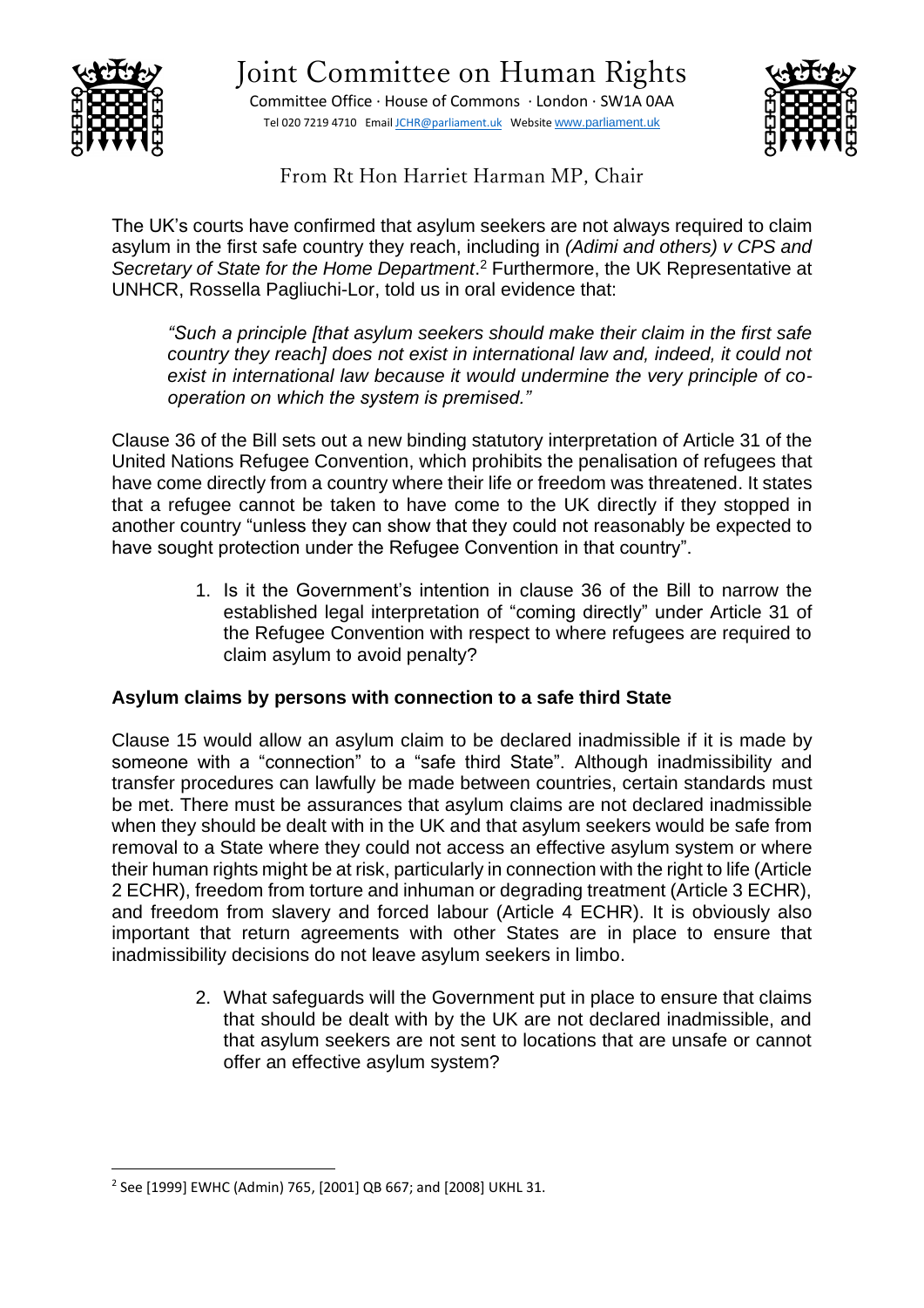The UK's courts have confirmed that asylum seekers are not always required to claim asylum in the first safe country they reach, including in *(Adimi and others) v CPS and Secretary of State for the Home Department*.[2] Furthermore, the UK Representative at UNHCR, Rossella Pagliuchi-Lor, told us in oral evidence that:

> *"Such a principle [that asylum seekers should make their claim in the first safe country they reach] does not exist in international law and, indeed, it could not exist in international law because it would undermine the very principle of co-operation on which the system is premised."*

Clause 36 of the Bill sets out a new binding statutory interpretation of Article 31 of the United Nations Refugee Convention, which prohibits the penalisation of refugees that have come directly from a country where their life or freedom was threatened. It states that a refugee cannot be taken to have come to the UK directly if they stopped in another country "unless they can show that they could not reasonably be expected to have sought protection under the Refugee Convention in that country".

1. Is it the Government's intention in clause 36 of the Bill to narrow the established legal interpretation of "coming directly" under Article 31 of the Refugee Convention with respect to where refugees are required to claim asylum to avoid penalty?

**Asylum claims by persons with connection to a safe third State**

Clause 15 would allow an asylum claim to be declared inadmissible if it is made by someone with a "connection" to a "safe third State". Although inadmissibility and transfer procedures can lawfully be made between countries, certain standards must be met. There must be assurances that asylum claims are not declared inadmissible when they should be dealt with in the UK and that asylum seekers would be safe from removal to a State where they could not access an effective asylum system or where their human rights might be at risk, particularly in connection with the right to life (Article 2 ECHR), freedom from torture and inhuman or degrading treatment (Article 3 ECHR), and freedom from slavery and forced labour (Article 4 ECHR). It is obviously also important that return agreements with other States are in place to ensure that inadmissibility decisions do not leave asylum seekers in limbo.

2. What safeguards will the Government put in place to ensure that claims that should be dealt with by the UK are not declared inadmissible, and that asylum seekers are not sent to locations that are unsafe or cannot offer an effective asylum system?

---

[2] See [1999] EWHC (Admin) 765, [2001] QB 667; and [2008] UKHL 31.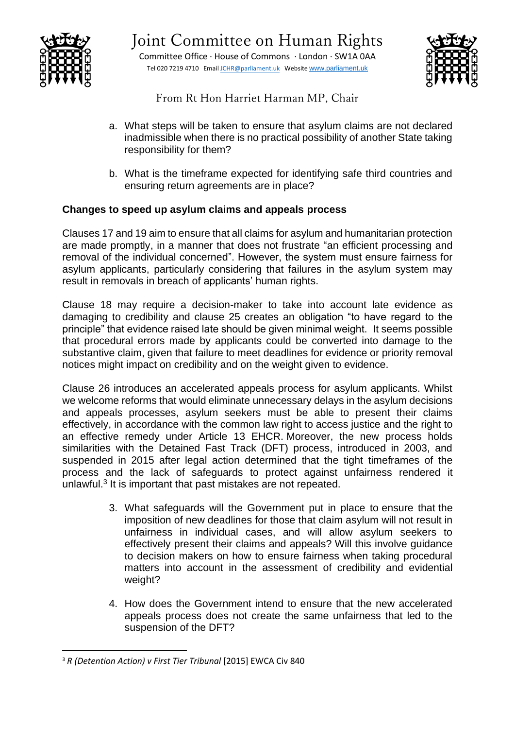a. What steps will be taken to ensure that asylum claims are not declared inadmissible when there is no practical possibility of another State taking responsibility for them?

b. What is the timeframe expected for identifying safe third countries and ensuring return agreements are in place?

**Changes to speed up asylum claims and appeals process**

Clauses 17 and 19 aim to ensure that all claims for asylum and humanitarian protection are made promptly, in a manner that does not frustrate "an efficient processing and removal of the individual concerned". However, the system must ensure fairness for asylum applicants, particularly considering that failures in the asylum system may result in removals in breach of applicants' human rights.

Clause 18 may require a decision-maker to take into account late evidence as damaging to credibility and clause 25 creates an obligation "to have regard to the principle" that evidence raised late should be given minimal weight. It seems possible that procedural errors made by applicants could be converted into damage to the substantive claim, given that failure to meet deadlines for evidence or priority removal notices might impact on credibility and on the weight given to evidence.

Clause 26 introduces an accelerated appeals process for asylum applicants. Whilst we welcome reforms that would eliminate unnecessary delays in the asylum decisions and appeals processes, asylum seekers must be able to present their claims effectively, in accordance with the common law right to access justice and the right to an effective remedy under Article 13 EHCR. Moreover, the new process holds similarities with the Detained Fast Track (DFT) process, introduced in 2003, and suspended in 2015 after legal action determined that the tight timeframes of the process and the lack of safeguards to protect against unfairness rendered it unlawful.[3] It is important that past mistakes are not repeated.

3. What safeguards will the Government put in place to ensure that the imposition of new deadlines for those that claim asylum will not result in unfairness in individual cases, and will allow asylum seekers to effectively present their claims and appeals? Will this involve guidance to decision makers on how to ensure fairness when taking procedural matters into account in the assessment of credibility and evidential weight?

4. How does the Government intend to ensure that the new accelerated appeals process does not create the same unfairness that led to the suspension of the DFT?

[3] *R (Detention Action) v First Tier Tribunal* [2015] EWCA Civ 840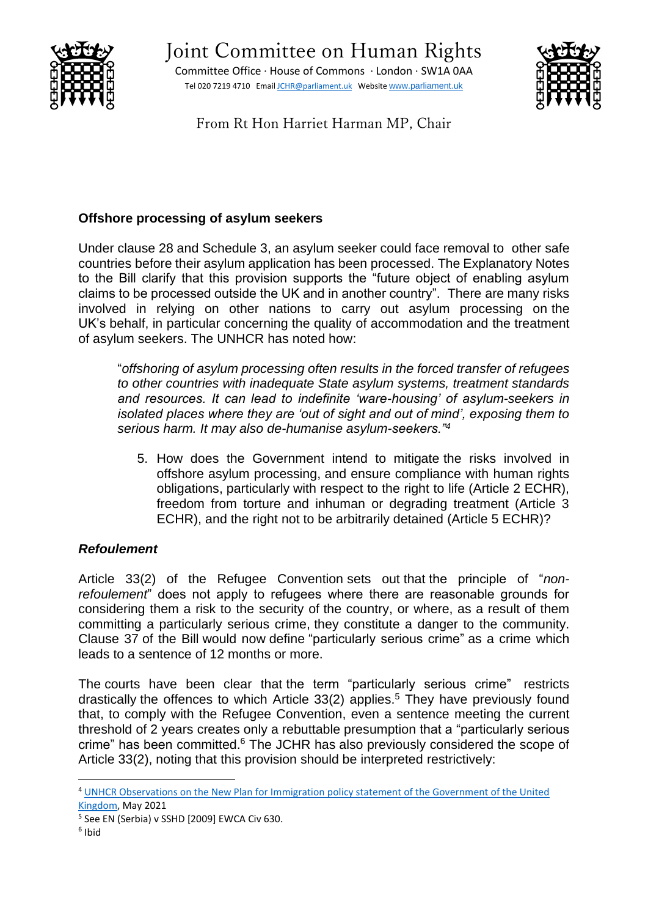# Joint Committee on Human Rights

Committee Office · House of Commons · London · SW1A 0AA

Tel 020 7219 4710 Email JCHR@parliament.uk Website www.parliament.uk

From Rt Hon Harriet Harman MP, Chair

**Offshore processing of asylum seekers**

Under clause 28 and Schedule 3, an asylum seeker could face removal to other safe countries before their asylum application has been processed. The Explanatory Notes to the Bill clarify that this provision supports the "future object of enabling asylum claims to be processed outside the UK and in another country". There are many risks involved in relying on other nations to carry out asylum processing on the UK's behalf, in particular concerning the quality of accommodation and the treatment of asylum seekers. The UNHCR has noted how:

> "*offshoring of asylum processing often results in the forced transfer of refugees to other countries with inadequate State asylum systems, treatment standards and resources. It can lead to indefinite 'ware-housing' of asylum-seekers in isolated places where they are 'out of sight and out of mind', exposing them to serious harm. It may also de-humanise asylum-seekers."*[4]

5. How does the Government intend to mitigate the risks involved in offshore asylum processing, and ensure compliance with human rights obligations, particularly with respect to the right to life (Article 2 ECHR), freedom from torture and inhuman or degrading treatment (Article 3 ECHR), and the right not to be arbitrarily detained (Article 5 ECHR)?

***Refoulement***

Article 33(2) of the Refugee Convention sets out that the principle of "*non-refoulement*" does not apply to refugees where there are reasonable grounds for considering them a risk to the security of the country, or where, as a result of them committing a particularly serious crime, they constitute a danger to the community. Clause 37 of the Bill would now define "particularly serious crime" as a crime which leads to a sentence of 12 months or more.

The courts have been clear that the term "particularly serious crime" restricts drastically the offences to which Article 33(2) applies.[5] They have previously found that, to comply with the Refugee Convention, even a sentence meeting the current threshold of 2 years creates only a rebuttable presumption that a "particularly serious crime" has been committed.[6] The JCHR has also previously considered the scope of Article 33(2), noting that this provision should be interpreted restrictively:

---

[4] UNHCR Observations on the New Plan for Immigration policy statement of the Government of the United Kingdom, May 2021

[5] See EN (Serbia) v SSHD [2009] EWCA Civ 630.

[6] Ibid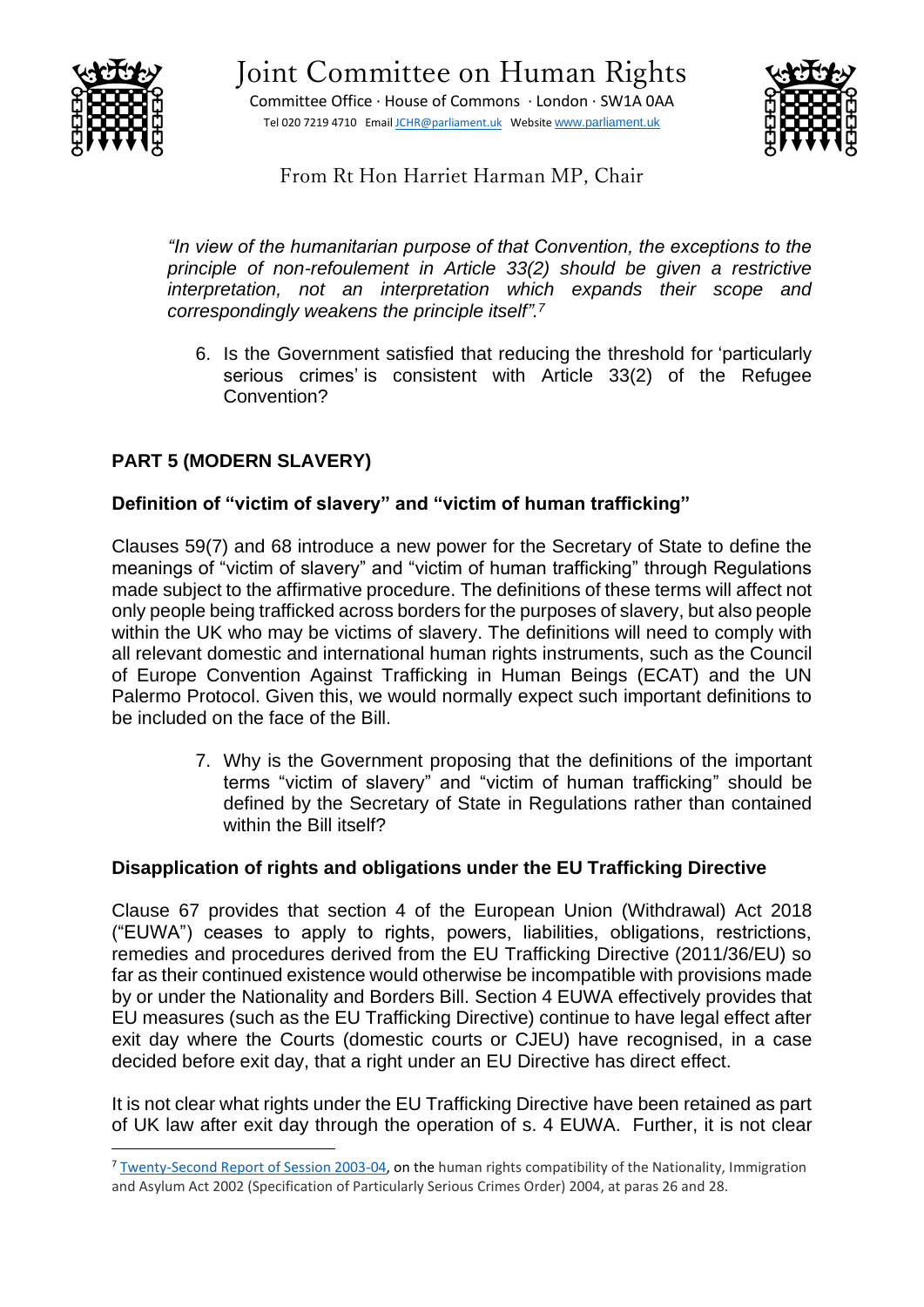*"In view of the humanitarian purpose of that Convention, the exceptions to the principle of non-refoulement in Article 33(2) should be given a restrictive interpretation, not an interpretation which expands their scope and correspondingly weakens the principle itself".*[7]

6. Is the Government satisfied that reducing the threshold for 'particularly serious crimes' is consistent with Article 33(2) of the Refugee Convention?

## PART 5 (MODERN SLAVERY)

### Definition of "victim of slavery" and "victim of human trafficking"

Clauses 59(7) and 68 introduce a new power for the Secretary of State to define the meanings of "victim of slavery" and "victim of human trafficking" through Regulations made subject to the affirmative procedure. The definitions of these terms will affect not only people being trafficked across borders for the purposes of slavery, but also people within the UK who may be victims of slavery. The definitions will need to comply with all relevant domestic and international human rights instruments, such as the Council of Europe Convention Against Trafficking in Human Beings (ECAT) and the UN Palermo Protocol. Given this, we would normally expect such important definitions to be included on the face of the Bill.

7. Why is the Government proposing that the definitions of the important terms "victim of slavery" and "victim of human trafficking" should be defined by the Secretary of State in Regulations rather than contained within the Bill itself?

### Disapplication of rights and obligations under the EU Trafficking Directive

Clause 67 provides that section 4 of the European Union (Withdrawal) Act 2018 ("EUWA") ceases to apply to rights, powers, liabilities, obligations, restrictions, remedies and procedures derived from the EU Trafficking Directive (2011/36/EU) so far as their continued existence would otherwise be incompatible with provisions made by or under the Nationality and Borders Bill. Section 4 EUWA effectively provides that EU measures (such as the EU Trafficking Directive) continue to have legal effect after exit day where the Courts (domestic courts or CJEU) have recognised, in a case decided before exit day, that a right under an EU Directive has direct effect.

It is not clear what rights under the EU Trafficking Directive have been retained as part of UK law after exit day through the operation of s. 4 EUWA. Further, it is not clear

---

[7] Twenty-Second Report of Session 2003-04, on the human rights compatibility of the Nationality, Immigration and Asylum Act 2002 (Specification of Particularly Serious Crimes Order) 2004, at paras 26 and 28.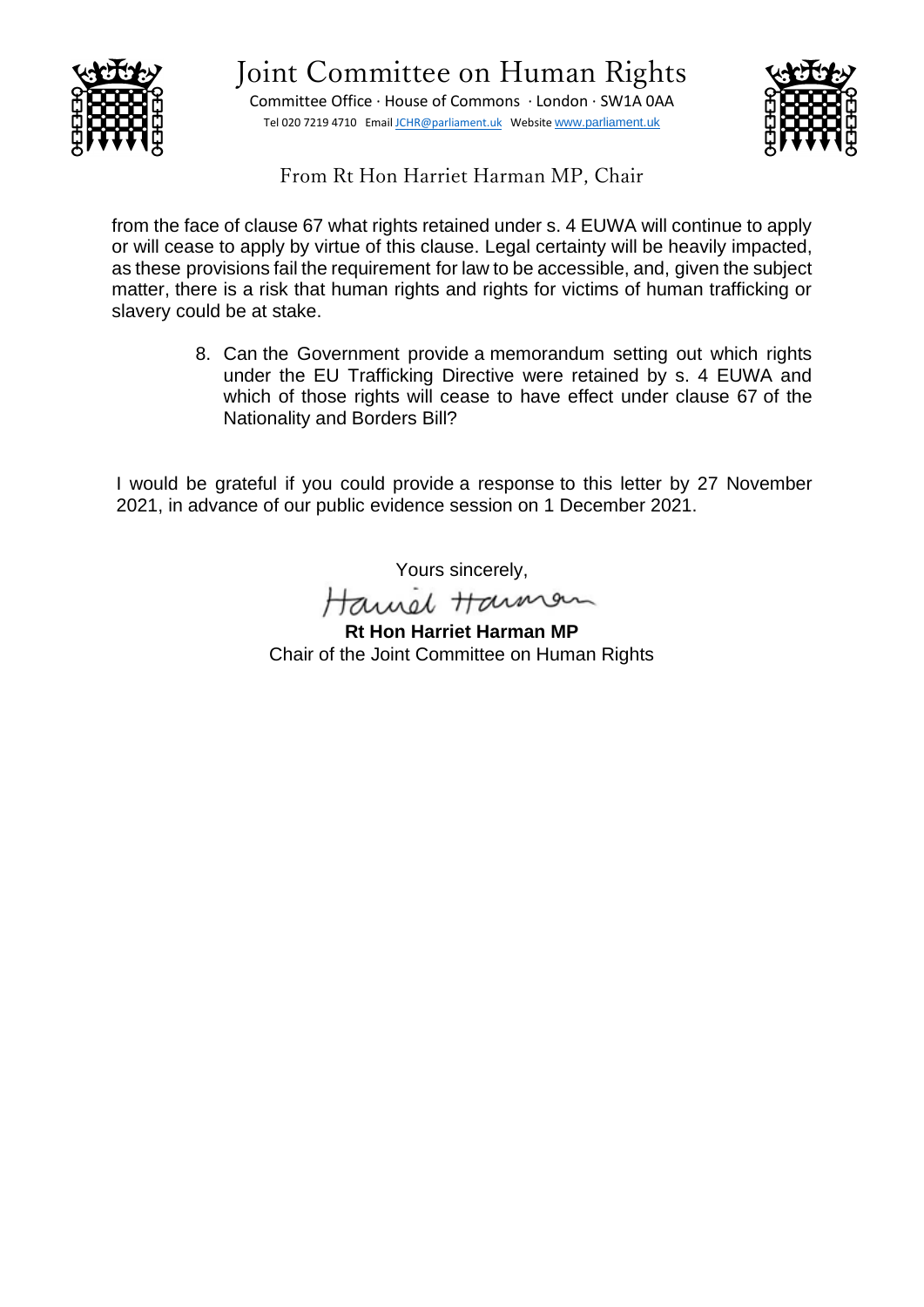from the face of clause 67 what rights retained under s. 4 EUWA will continue to apply or will cease to apply by virtue of this clause. Legal certainty will be heavily impacted, as these provisions fail the requirement for law to be accessible, and, given the subject matter, there is a risk that human rights and rights for victims of human trafficking or slavery could be at stake.

8. Can the Government provide a memorandum setting out which rights under the EU Trafficking Directive were retained by s. 4 EUWA and which of those rights will cease to have effect under clause 67 of the Nationality and Borders Bill?

I would be grateful if you could provide a response to this letter by 27 November 2021, in advance of our public evidence session on 1 December 2021.

Yours sincerely,

Harriet Harman

**Rt Hon Harriet Harman MP**
Chair of the Joint Committee on Human Rights